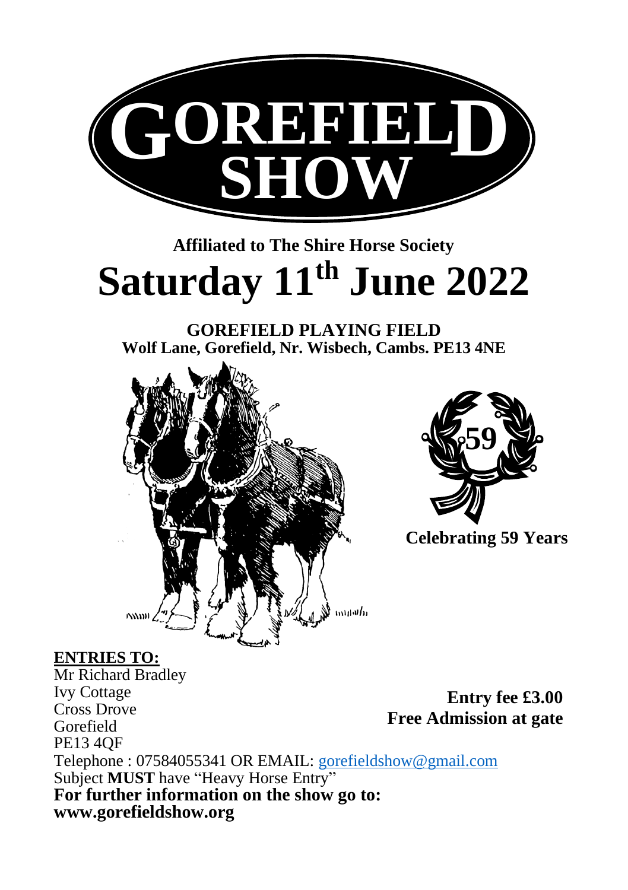# GOREFIELD SHOW

**Affiliated to The Shire Horse Society**

# Saturday 11th June 2022

**GOREFIELD PLAYING FIELD**
**Wolf Lane, Gorefield, Nr. Wisbech, Cambs. PE13 4NE**

**59**

**Celebrating 59 Years**

**ENTRIES TO:**
Mr Richard Bradley
Ivy Cottage
Cross Drove
Gorefield
PE13 4QF

**Entry fee £3.00**
**Free Admission at gate**

Telephone : 07584055341 OR EMAIL: gorefieldshow@gmail.com
Subject **MUST** have "Heavy Horse Entry"
**For further information on the show go to:**
**www.gorefieldshow.org**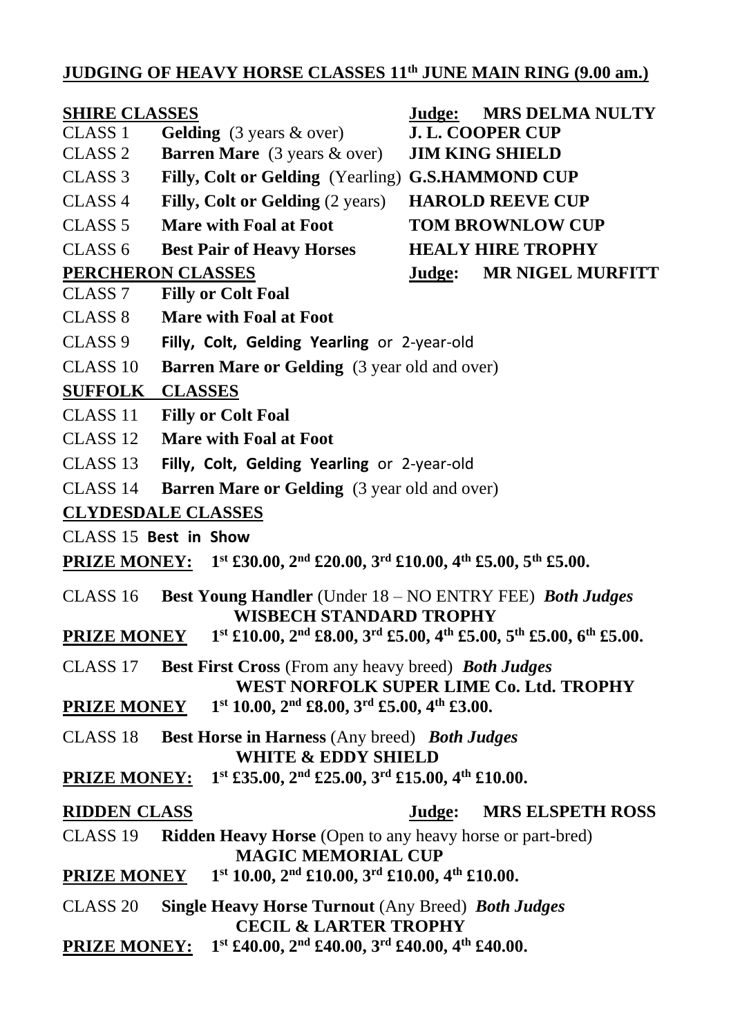## JUDGING OF HEAVY HORSE CLASSES 11th JUNE MAIN RING (9.00 am.)

**SHIRE CLASSES** — **Judge: MRS DELMA NULTY**

CLASS 1 **Gelding** (3 years & over) **J. L. COOPER CUP**

CLASS 2 **Barren Mare** (3 years & over) **JIM KING SHIELD**

CLASS 3 **Filly, Colt or Gelding** (Yearling) **G.S.HAMMOND CUP**

CLASS 4 **Filly, Colt or Gelding** (2 years) **HAROLD REEVE CUP**

CLASS 5 **Mare with Foal at Foot** **TOM BROWNLOW CUP**

CLASS 6 **Best Pair of Heavy Horses** **HEALY HIRE TROPHY**

**PERCHERON CLASSES** — **Judge: MR NIGEL MURFITT**

CLASS 7 **Filly or Colt Foal**

CLASS 8 **Mare with Foal at Foot**

CLASS 9 **Filly, Colt, Gelding Yearling** or 2-year-old

CLASS 10 **Barren Mare or Gelding** (3 year old and over)

**SUFFOLK CLASSES**

CLASS 11 **Filly or Colt Foal**

CLASS 12 **Mare with Foal at Foot**

CLASS 13 **Filly, Colt, Gelding Yearling** or 2-year-old

CLASS 14 **Barren Mare or Gelding** (3 year old and over)

**CLYDESDALE CLASSES**

CLASS 15 **Best in Show**

**PRIZE MONEY: 1st £30.00, 2nd £20.00, 3rd £10.00, 4th £5.00, 5th £5.00.**

CLASS 16 **Best Young Handler** (Under 18 – NO ENTRY FEE) ***Both Judges***
**WISBECH STANDARD TROPHY**

**PRIZE MONEY 1st £10.00, 2nd £8.00, 3rd £5.00, 4th £5.00, 5th £5.00, 6th £5.00.**

CLASS 17 **Best First Cross** (From any heavy breed) ***Both Judges***
**WEST NORFOLK SUPER LIME Co. Ltd. TROPHY**

**PRIZE MONEY 1st 10.00, 2nd £8.00, 3rd £5.00, 4th £3.00.**

CLASS 18 **Best Horse in Harness** (Any breed) ***Both Judges***
**WHITE & EDDY SHIELD**

**PRIZE MONEY: 1st £35.00, 2nd £25.00, 3rd £15.00, 4th £10.00.**

**RIDDEN CLASS** — **Judge: MRS ELSPETH ROSS**

CLASS 19 **Ridden Heavy Horse** (Open to any heavy horse or part-bred)
**MAGIC MEMORIAL CUP**

**PRIZE MONEY 1st 10.00, 2nd £10.00, 3rd £10.00, 4th £10.00.**

CLASS 20 **Single Heavy Horse Turnout** (Any Breed) ***Both Judges***
**CECIL & LARTER TROPHY**

**PRIZE MONEY: 1st £40.00, 2nd £40.00, 3rd £40.00, 4th £40.00.**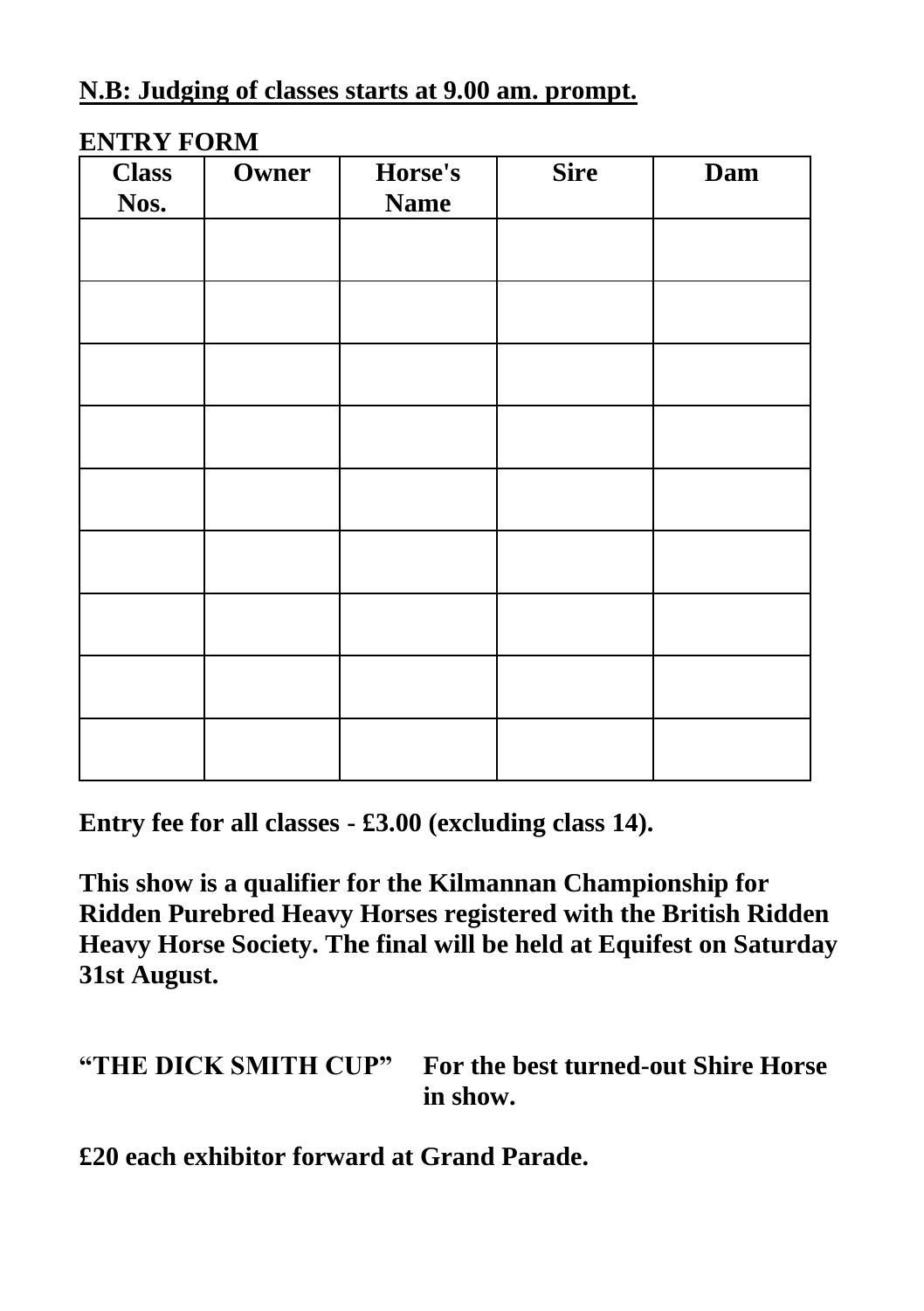**N.B: Judging of classes starts at 9.00 am. prompt.**

**ENTRY FORM**

| Class Nos. | Owner | Horse's Name | Sire | Dam |
|---|---|---|---|---|
| | | | | |
| | | | | |
| | | | | |
| | | | | |
| | | | | |
| | | | | |
| | | | | |
| | | | | |
| | | | | |

**Entry fee for all classes - £3.00 (excluding class 14).**

**This show is a qualifier for the Kilmannan Championship for Ridden Purebred Heavy Horses registered with the British Ridden Heavy Horse Society. The final will be held at Equifest on Saturday 31st August.**

**"THE DICK SMITH CUP"** **For the best turned-out Shire Horse in show.**

**£20 each exhibitor forward at Grand Parade.**